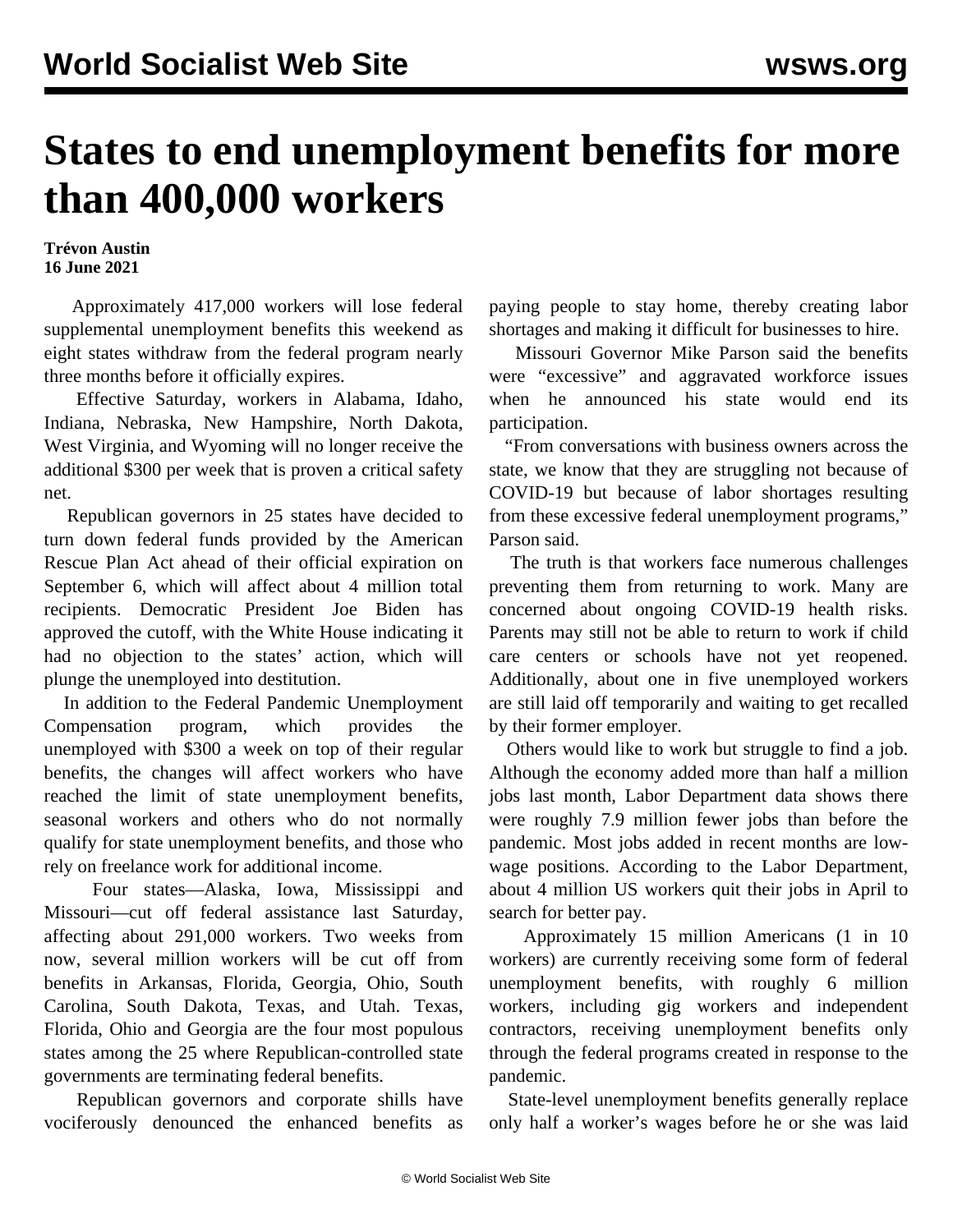# States to end unemployment benefits for more than 400,000 workers

**Trévon Austin**
**16 June 2021**

Approximately 417,000 workers will lose federal supplemental unemployment benefits this weekend as eight states withdraw from the federal program nearly three months before it officially expires.

Effective Saturday, workers in Alabama, Idaho, Indiana, Nebraska, New Hampshire, North Dakota, West Virginia, and Wyoming will no longer receive the additional $300 per week that is proven a critical safety net.

Republican governors in 25 states have decided to turn down federal funds provided by the American Rescue Plan Act ahead of their official expiration on September 6, which will affect about 4 million total recipients. Democratic President Joe Biden has approved the cutoff, with the White House indicating it had no objection to the states' action, which will plunge the unemployed into destitution.

In addition to the Federal Pandemic Unemployment Compensation program, which provides the unemployed with $300 a week on top of their regular benefits, the changes will affect workers who have reached the limit of state unemployment benefits, seasonal workers and others who do not normally qualify for state unemployment benefits, and those who rely on freelance work for additional income.

Four states—Alaska, Iowa, Mississippi and Missouri—cut off federal assistance last Saturday, affecting about 291,000 workers. Two weeks from now, several million workers will be cut off from benefits in Arkansas, Florida, Georgia, Ohio, South Carolina, South Dakota, Texas, and Utah. Texas, Florida, Ohio and Georgia are the four most populous states among the 25 where Republican-controlled state governments are terminating federal benefits.

Republican governors and corporate shills have vociferously denounced the enhanced benefits as paying people to stay home, thereby creating labor shortages and making it difficult for businesses to hire.

Missouri Governor Mike Parson said the benefits were "excessive" and aggravated workforce issues when he announced his state would end its participation.

"From conversations with business owners across the state, we know that they are struggling not because of COVID-19 but because of labor shortages resulting from these excessive federal unemployment programs," Parson said.

The truth is that workers face numerous challenges preventing them from returning to work. Many are concerned about ongoing COVID-19 health risks. Parents may still not be able to return to work if child care centers or schools have not yet reopened. Additionally, about one in five unemployed workers are still laid off temporarily and waiting to get recalled by their former employer.

Others would like to work but struggle to find a job. Although the economy added more than half a million jobs last month, Labor Department data shows there were roughly 7.9 million fewer jobs than before the pandemic. Most jobs added in recent months are low-wage positions. According to the Labor Department, about 4 million US workers quit their jobs in April to search for better pay.

Approximately 15 million Americans (1 in 10 workers) are currently receiving some form of federal unemployment benefits, with roughly 6 million workers, including gig workers and independent contractors, receiving unemployment benefits only through the federal programs created in response to the pandemic.

State-level unemployment benefits generally replace only half a worker's wages before he or she was laid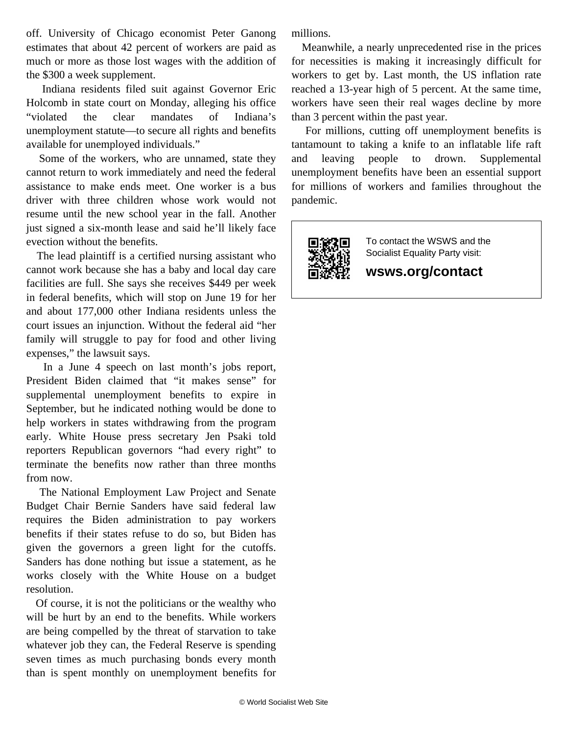off. University of Chicago economist Peter Ganong estimates that about 42 percent of workers are paid as much or more as those lost wages with the addition of the $300 a week supplement.

Indiana residents filed suit against Governor Eric Holcomb in state court on Monday, alleging his office “violated the clear mandates of Indiana’s unemployment statute—to secure all rights and benefits available for unemployed individuals.”

Some of the workers, who are unnamed, state they cannot return to work immediately and need the federal assistance to make ends meet. One worker is a bus driver with three children whose work would not resume until the new school year in the fall. Another just signed a six-month lease and said he’ll likely face evection without the benefits.

The lead plaintiff is a certified nursing assistant who cannot work because she has a baby and local day care facilities are full. She says she receives $449 per week in federal benefits, which will stop on June 19 for her and about 177,000 other Indiana residents unless the court issues an injunction. Without the federal aid “her family will struggle to pay for food and other living expenses,” the lawsuit says.

In a June 4 speech on last month’s jobs report, President Biden claimed that “it makes sense” for supplemental unemployment benefits to expire in September, but he indicated nothing would be done to help workers in states withdrawing from the program early. White House press secretary Jen Psaki told reporters Republican governors “had every right” to terminate the benefits now rather than three months from now.

The National Employment Law Project and Senate Budget Chair Bernie Sanders have said federal law requires the Biden administration to pay workers benefits if their states refuse to do so, but Biden has given the governors a green light for the cutoffs. Sanders has done nothing but issue a statement, as he works closely with the White House on a budget resolution.

Of course, it is not the politicians or the wealthy who will be hurt by an end to the benefits. While workers are being compelled by the threat of starvation to take whatever job they can, the Federal Reserve is spending seven times as much purchasing bonds every month than is spent monthly on unemployment benefits for millions.

Meanwhile, a nearly unprecedented rise in the prices for necessities is making it increasingly difficult for workers to get by. Last month, the US inflation rate reached a 13-year high of 5 percent. At the same time, workers have seen their real wages decline by more than 3 percent within the past year.

For millions, cutting off unemployment benefits is tantamount to taking a knife to an inflatable life raft and leaving people to drown. Supplemental unemployment benefits have been an essential support for millions of workers and families throughout the pandemic.

To contact the WSWS and the Socialist Equality Party visit:

**wsws.org/contact**